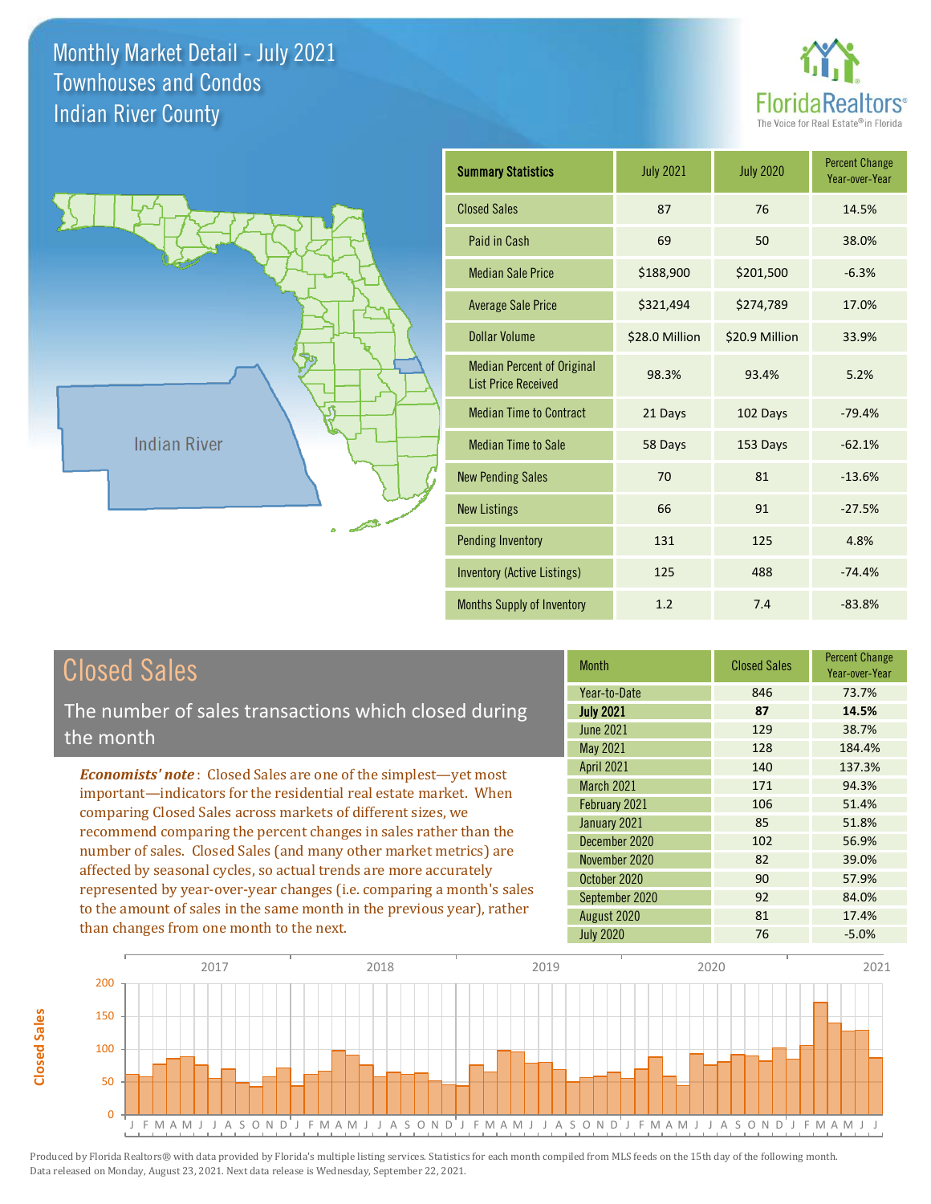# Monthly Market Detail - July 2021
## Townhouses and Condos
## Indian River County

FloridaRealtors® The Voice for Real Estate® in Florida

Indian River

| Summary Statistics | July 2021 | July 2020 | Percent Change Year-over-Year |
|---|---|---|---|
| Closed Sales | 87 | 76 | 14.5% |
| Paid in Cash | 69 | 50 | 38.0% |
| Median Sale Price | $188,900 | $201,500 | -6.3% |
| Average Sale Price | $321,494 | $274,789 | 17.0% |
| Dollar Volume | $28.0 Million | $20.9 Million | 33.9% |
| Median Percent of Original List Price Received | 98.3% | 93.4% | 5.2% |
| Median Time to Contract | 21 Days | 102 Days | -79.4% |
| Median Time to Sale | 58 Days | 153 Days | -62.1% |
| New Pending Sales | 70 | 81 | -13.6% |
| New Listings | 66 | 91 | -27.5% |
| Pending Inventory | 131 | 125 | 4.8% |
| Inventory (Active Listings) | 125 | 488 | -74.4% |
| Months Supply of Inventory | 1.2 | 7.4 | -83.8% |

## Closed Sales

The number of sales transactions which closed during the month

*Economists' note*: Closed Sales are one of the simplest—yet most important—indicators for the residential real estate market. When comparing Closed Sales across markets of different sizes, we recommend comparing the percent changes in sales rather than the number of sales. Closed Sales (and many other market metrics) are affected by seasonal cycles, so actual trends are more accurately represented by year-over-year changes (i.e. comparing a month's sales to the amount of sales in the same month in the previous year), rather than changes from one month to the next.

| Month | Closed Sales | Percent Change Year-over-Year |
|---|---|---|
| Year-to-Date | 846 | 73.7% |
| **July 2021** | **87** | **14.5%** |
| June 2021 | 129 | 38.7% |
| May 2021 | 128 | 184.4% |
| April 2021 | 140 | 137.3% |
| March 2021 | 171 | 94.3% |
| February 2021 | 106 | 51.4% |
| January 2021 | 85 | 51.8% |
| December 2020 | 102 | 56.9% |
| November 2020 | 82 | 39.0% |
| October 2020 | 90 | 57.9% |
| September 2020 | 92 | 84.0% |
| August 2020 | 81 | 17.4% |
| July 2020 | 76 | -5.0% |

Produced by Florida Realtors® with data provided by Florida's multiple listing services. Statistics for each month compiled from MLS feeds on the 15th day of the following month. Data released on Monday, August 23, 2021. Next data release is Wednesday, September 22, 2021.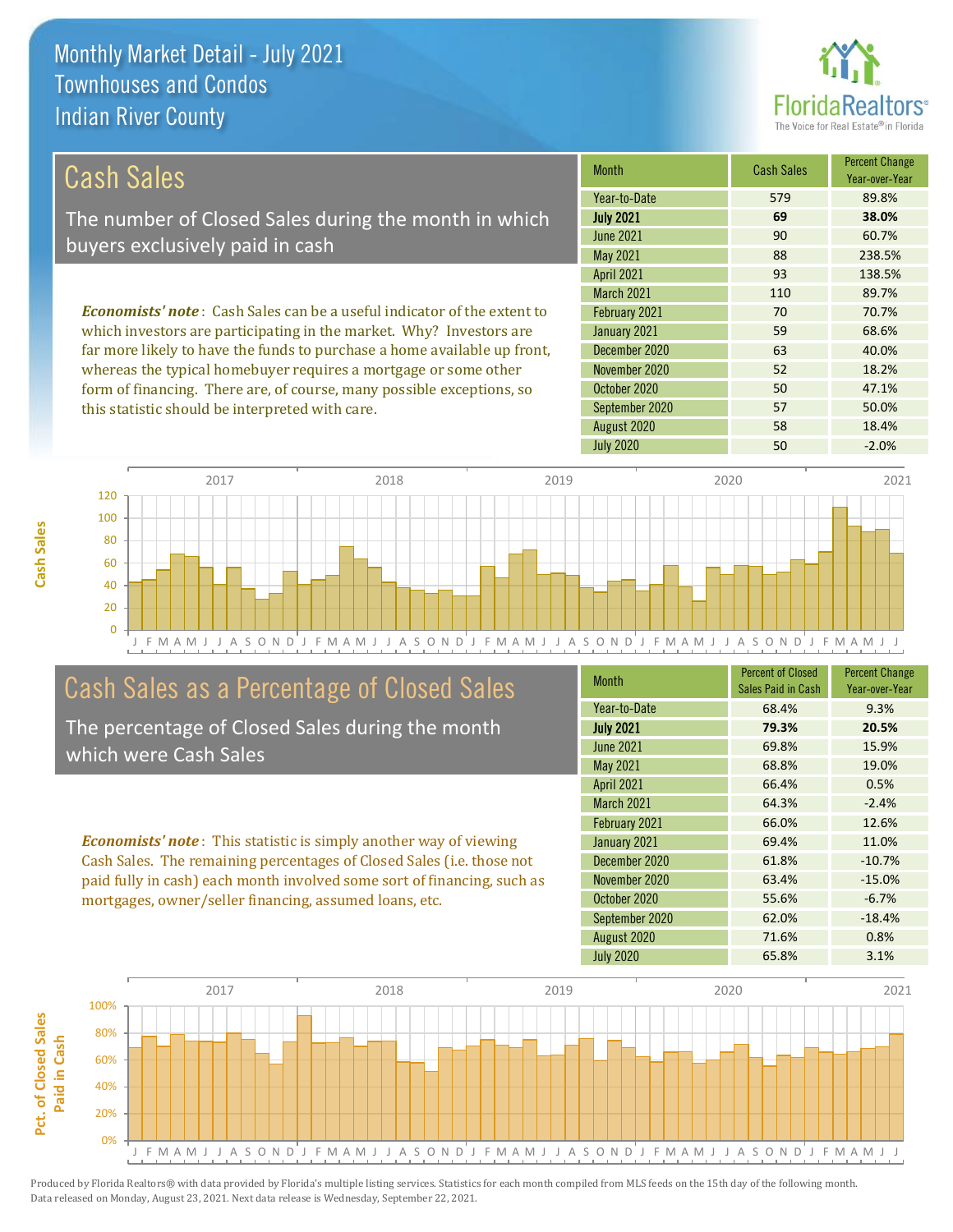# Monthly Market Detail - July 2021
## Townhouses and Condos
## Indian River County

## Cash Sales

The number of Closed Sales during the month in which buyers exclusively paid in cash

***Economists' note***: Cash Sales can be a useful indicator of the extent to which investors are participating in the market. Why? Investors are far more likely to have the funds to purchase a home available up front, whereas the typical homebuyer requires a mortgage or some other form of financing. There are, of course, many possible exceptions, so this statistic should be interpreted with care.

| Month | Cash Sales | Percent Change Year-over-Year |
|---|---|---|
| Year-to-Date | 579 | 89.8% |
| **July 2021** | **69** | **38.0%** |
| June 2021 | 90 | 60.7% |
| May 2021 | 88 | 238.5% |
| April 2021 | 93 | 138.5% |
| March 2021 | 110 | 89.7% |
| February 2021 | 70 | 70.7% |
| January 2021 | 59 | 68.6% |
| December 2020 | 63 | 40.0% |
| November 2020 | 52 | 18.2% |
| October 2020 | 50 | 47.1% |
| September 2020 | 57 | 50.0% |
| August 2020 | 58 | 18.4% |
| July 2020 | 50 | -2.0% |

## Cash Sales as a Percentage of Closed Sales

The percentage of Closed Sales during the month which were Cash Sales

***Economists' note***: This statistic is simply another way of viewing Cash Sales. The remaining percentages of Closed Sales (i.e. those not paid fully in cash) each month involved some sort of financing, such as mortgages, owner/seller financing, assumed loans, etc.

| Month | Percent of Closed Sales Paid in Cash | Percent Change Year-over-Year |
|---|---|---|
| Year-to-Date | 68.4% | 9.3% |
| **July 2021** | **79.3%** | **20.5%** |
| June 2021 | 69.8% | 15.9% |
| May 2021 | 68.8% | 19.0% |
| April 2021 | 66.4% | 0.5% |
| March 2021 | 64.3% | -2.4% |
| February 2021 | 66.0% | 12.6% |
| January 2021 | 69.4% | 11.0% |
| December 2020 | 61.8% | -10.7% |
| November 2020 | 63.4% | -15.0% |
| October 2020 | 55.6% | -6.7% |
| September 2020 | 62.0% | -18.4% |
| August 2020 | 71.6% | 0.8% |
| July 2020 | 65.8% | 3.1% |

Produced by Florida Realtors® with data provided by Florida's multiple listing services. Statistics for each month compiled from MLS feeds on the 15th day of the following month. Data released on Monday, August 23, 2021. Next data release is Wednesday, September 22, 2021.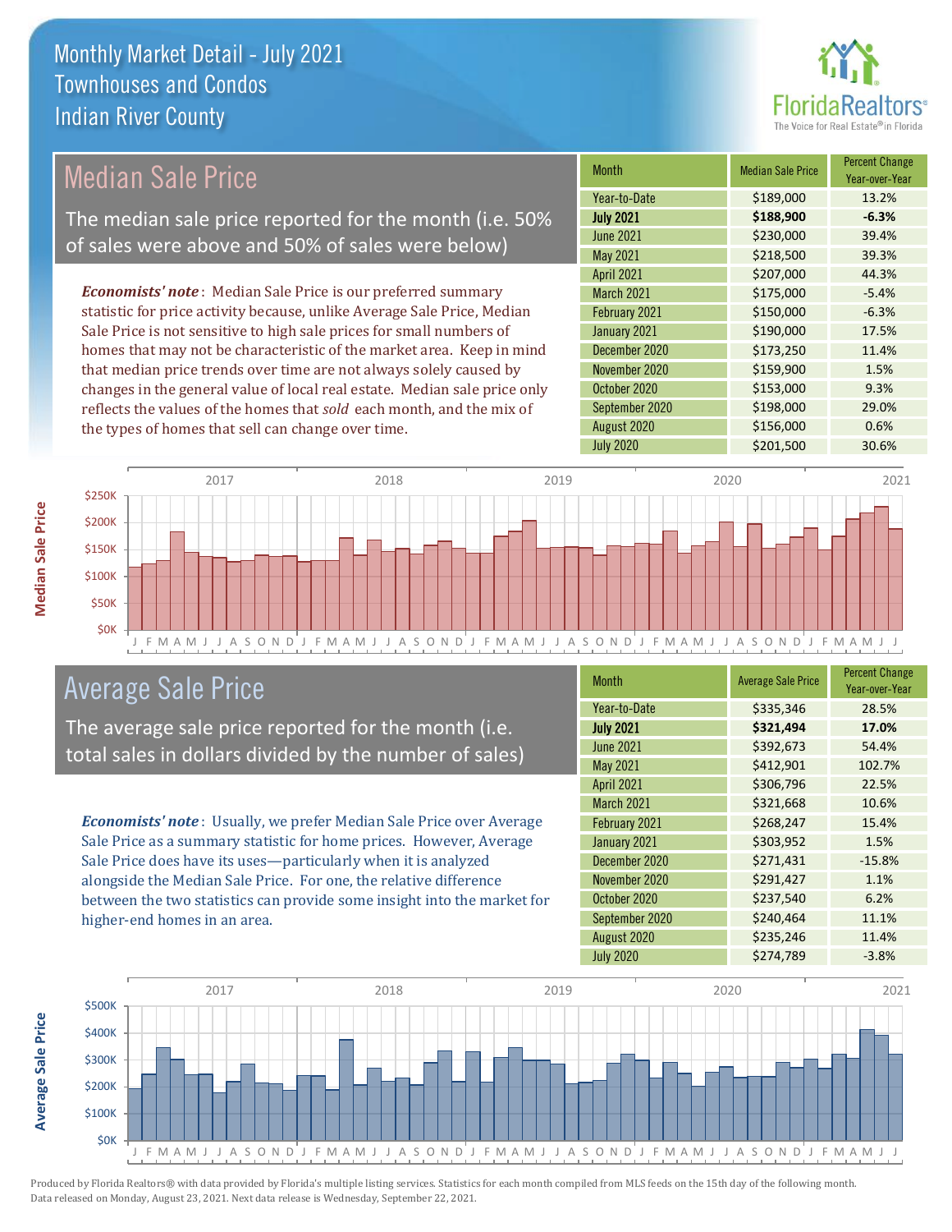# Monthly Market Detail - July 2021
## Townhouses and Condos
## Indian River County

## Median Sale Price

The median sale price reported for the month (i.e. 50% of sales were above and 50% of sales were below)

*Economists' note*: Median Sale Price is our preferred summary statistic for price activity because, unlike Average Sale Price, Median Sale Price is not sensitive to high sale prices for small numbers of homes that may not be characteristic of the market area. Keep in mind that median price trends over time are not always solely caused by changes in the general value of local real estate. Median sale price only reflects the values of the homes that *sold* each month, and the mix of the types of homes that sell can change over time.

| Month | Median Sale Price | Percent Change Year-over-Year |
|---|---|---|
| Year-to-Date | $189,000 | 13.2% |
| **July 2021** | **$188,900** | **-6.3%** |
| June 2021 | $230,000 | 39.4% |
| May 2021 | $218,500 | 39.3% |
| April 2021 | $207,000 | 44.3% |
| March 2021 | $175,000 | -5.4% |
| February 2021 | $150,000 | -6.3% |
| January 2021 | $190,000 | 17.5% |
| December 2020 | $173,250 | 11.4% |
| November 2020 | $159,900 | 1.5% |
| October 2020 | $153,000 | 9.3% |
| September 2020 | $198,000 | 29.0% |
| August 2020 | $156,000 | 0.6% |
| July 2020 | $201,500 | 30.6% |

## Average Sale Price

The average sale price reported for the month (i.e. total sales in dollars divided by the number of sales)

*Economists' note*: Usually, we prefer Median Sale Price over Average Sale Price as a summary statistic for home prices. However, Average Sale Price does have its uses—particularly when it is analyzed alongside the Median Sale Price. For one, the relative difference between the two statistics can provide some insight into the market for higher-end homes in an area.

| Month | Average Sale Price | Percent Change Year-over-Year |
|---|---|---|
| Year-to-Date | $335,346 | 28.5% |
| **July 2021** | **$321,494** | **17.0%** |
| June 2021 | $392,673 | 54.4% |
| May 2021 | $412,901 | 102.7% |
| April 2021 | $306,796 | 22.5% |
| March 2021 | $321,668 | 10.6% |
| February 2021 | $268,247 | 15.4% |
| January 2021 | $303,952 | 1.5% |
| December 2020 | $271,431 | -15.8% |
| November 2020 | $291,427 | 1.1% |
| October 2020 | $237,540 | 6.2% |
| September 2020 | $240,464 | 11.1% |
| August 2020 | $235,246 | 11.4% |
| July 2020 | $274,789 | -3.8% |

Produced by Florida Realtors® with data provided by Florida's multiple listing services. Statistics for each month compiled from MLS feeds on the 15th day of the following month. Data released on Monday, August 23, 2021. Next data release is Wednesday, September 22, 2021.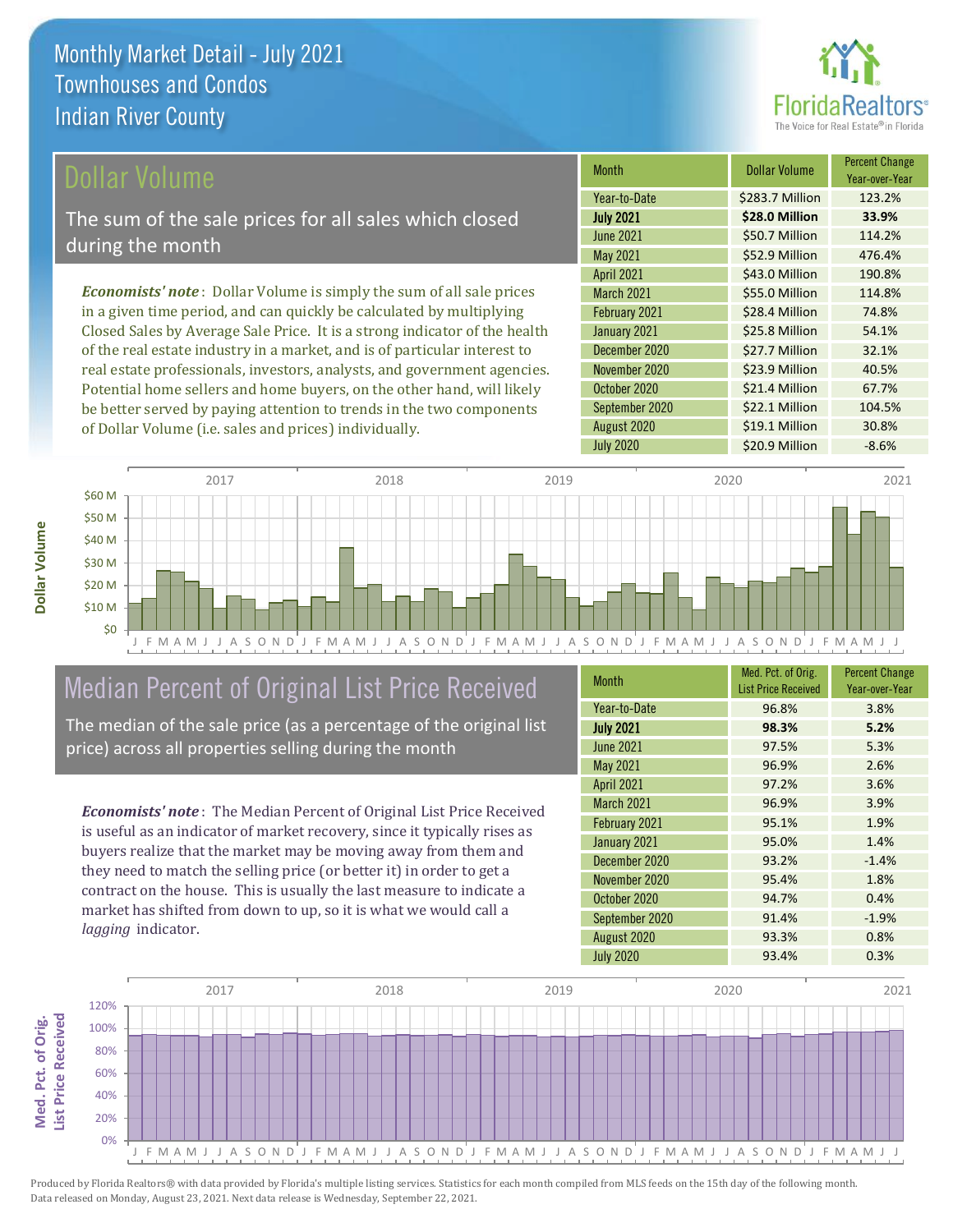# Monthly Market Detail - July 2021
## Townhouses and Condos
## Indian River County

## Dollar Volume

The sum of the sale prices for all sales which closed during the month

*Economists' note*: Dollar Volume is simply the sum of all sale prices in a given time period, and can quickly be calculated by multiplying Closed Sales by Average Sale Price. It is a strong indicator of the health of the real estate industry in a market, and is of particular interest to real estate professionals, investors, analysts, and government agencies. Potential home sellers and home buyers, on the other hand, will likely be better served by paying attention to trends in the two components of Dollar Volume (i.e. sales and prices) individually.

| Month | Dollar Volume | Percent Change Year-over-Year |
|---|---|---|
| Year-to-Date | $283.7 Million | 123.2% |
| **July 2021** | **$28.0 Million** | **33.9%** |
| June 2021 | $50.7 Million | 114.2% |
| May 2021 | $52.9 Million | 476.4% |
| April 2021 | $43.0 Million | 190.8% |
| March 2021 | $55.0 Million | 114.8% |
| February 2021 | $28.4 Million | 74.8% |
| January 2021 | $25.8 Million | 54.1% |
| December 2020 | $27.7 Million | 32.1% |
| November 2020 | $23.9 Million | 40.5% |
| October 2020 | $21.4 Million | 67.7% |
| September 2020 | $22.1 Million | 104.5% |
| August 2020 | $19.1 Million | 30.8% |
| July 2020 | $20.9 Million | -8.6% |

## Median Percent of Original List Price Received

The median of the sale price (as a percentage of the original list price) across all properties selling during the month

*Economists' note*: The Median Percent of Original List Price Received is useful as an indicator of market recovery, since it typically rises as buyers realize that the market may be moving away from them and they need to match the selling price (or better it) in order to get a contract on the house. This is usually the last measure to indicate a market has shifted from down to up, so it is what we would call a *lagging* indicator.

| Month | Med. Pct. of Orig. List Price Received | Percent Change Year-over-Year |
|---|---|---|
| Year-to-Date | 96.8% | 3.8% |
| **July 2021** | **98.3%** | **5.2%** |
| June 2021 | 97.5% | 5.3% |
| May 2021 | 96.9% | 2.6% |
| April 2021 | 97.2% | 3.6% |
| March 2021 | 96.9% | 3.9% |
| February 2021 | 95.1% | 1.9% |
| January 2021 | 95.0% | 1.4% |
| December 2020 | 93.2% | -1.4% |
| November 2020 | 95.4% | 1.8% |
| October 2020 | 94.7% | 0.4% |
| September 2020 | 91.4% | -1.9% |
| August 2020 | 93.3% | 0.8% |
| July 2020 | 93.4% | 0.3% |

Produced by Florida Realtors® with data provided by Florida's multiple listing services. Statistics for each month compiled from MLS feeds on the 15th day of the following month. Data released on Monday, August 23, 2021. Next data release is Wednesday, September 22, 2021.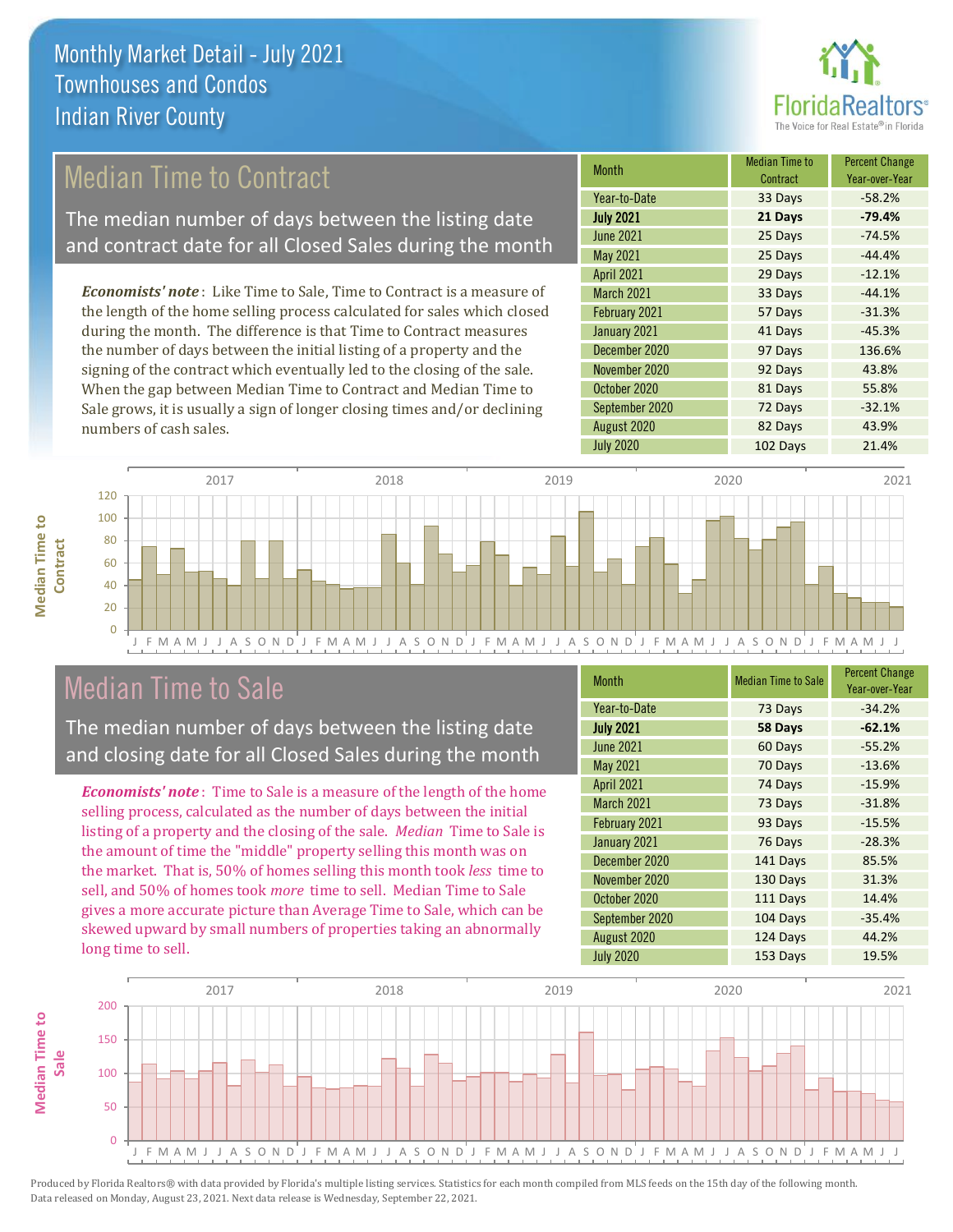# Monthly Market Detail - July 2021
## Townhouses and Condos
## Indian River County

## Median Time to Contract

The median number of days between the listing date and contract date for all Closed Sales during the month

*Economists' note*: Like Time to Sale, Time to Contract is a measure of the length of the home selling process calculated for sales which closed during the month. The difference is that Time to Contract measures the number of days between the initial listing of a property and the signing of the contract which eventually led to the closing of the sale. When the gap between Median Time to Contract and Median Time to Sale grows, it is usually a sign of longer closing times and/or declining numbers of cash sales.

| Month | Median Time to Contract | Percent Change Year-over-Year |
|---|---|---|
| Year-to-Date | 33 Days | -58.2% |
| **July 2021** | **21 Days** | **-79.4%** |
| June 2021 | 25 Days | -74.5% |
| May 2021 | 25 Days | -44.4% |
| April 2021 | 29 Days | -12.1% |
| March 2021 | 33 Days | -44.1% |
| February 2021 | 57 Days | -31.3% |
| January 2021 | 41 Days | -45.3% |
| December 2020 | 97 Days | 136.6% |
| November 2020 | 92 Days | 43.8% |
| October 2020 | 81 Days | 55.8% |
| September 2020 | 72 Days | -32.1% |
| August 2020 | 82 Days | 43.9% |
| July 2020 | 102 Days | 21.4% |

## Median Time to Sale

The median number of days between the listing date and closing date for all Closed Sales during the month

*Economists' note*: Time to Sale is a measure of the length of the home selling process, calculated as the number of days between the initial listing of a property and the closing of the sale. *Median* Time to Sale is the amount of time the "middle" property selling this month was on the market. That is, 50% of homes selling this month took *less* time to sell, and 50% of homes took *more* time to sell. Median Time to Sale gives a more accurate picture than Average Time to Sale, which can be skewed upward by small numbers of properties taking an abnormally long time to sell.

| Month | Median Time to Sale | Percent Change Year-over-Year |
|---|---|---|
| Year-to-Date | 73 Days | -34.2% |
| **July 2021** | **58 Days** | **-62.1%** |
| June 2021 | 60 Days | -55.2% |
| May 2021 | 70 Days | -13.6% |
| April 2021 | 74 Days | -15.9% |
| March 2021 | 73 Days | -31.8% |
| February 2021 | 93 Days | -15.5% |
| January 2021 | 76 Days | -28.3% |
| December 2020 | 141 Days | 85.5% |
| November 2020 | 130 Days | 31.3% |
| October 2020 | 111 Days | 14.4% |
| September 2020 | 104 Days | -35.4% |
| August 2020 | 124 Days | 44.2% |
| July 2020 | 153 Days | 19.5% |

Produced by Florida Realtors® with data provided by Florida's multiple listing services. Statistics for each month compiled from MLS feeds on the 15th day of the following month. Data released on Monday, August 23, 2021. Next data release is Wednesday, September 22, 2021.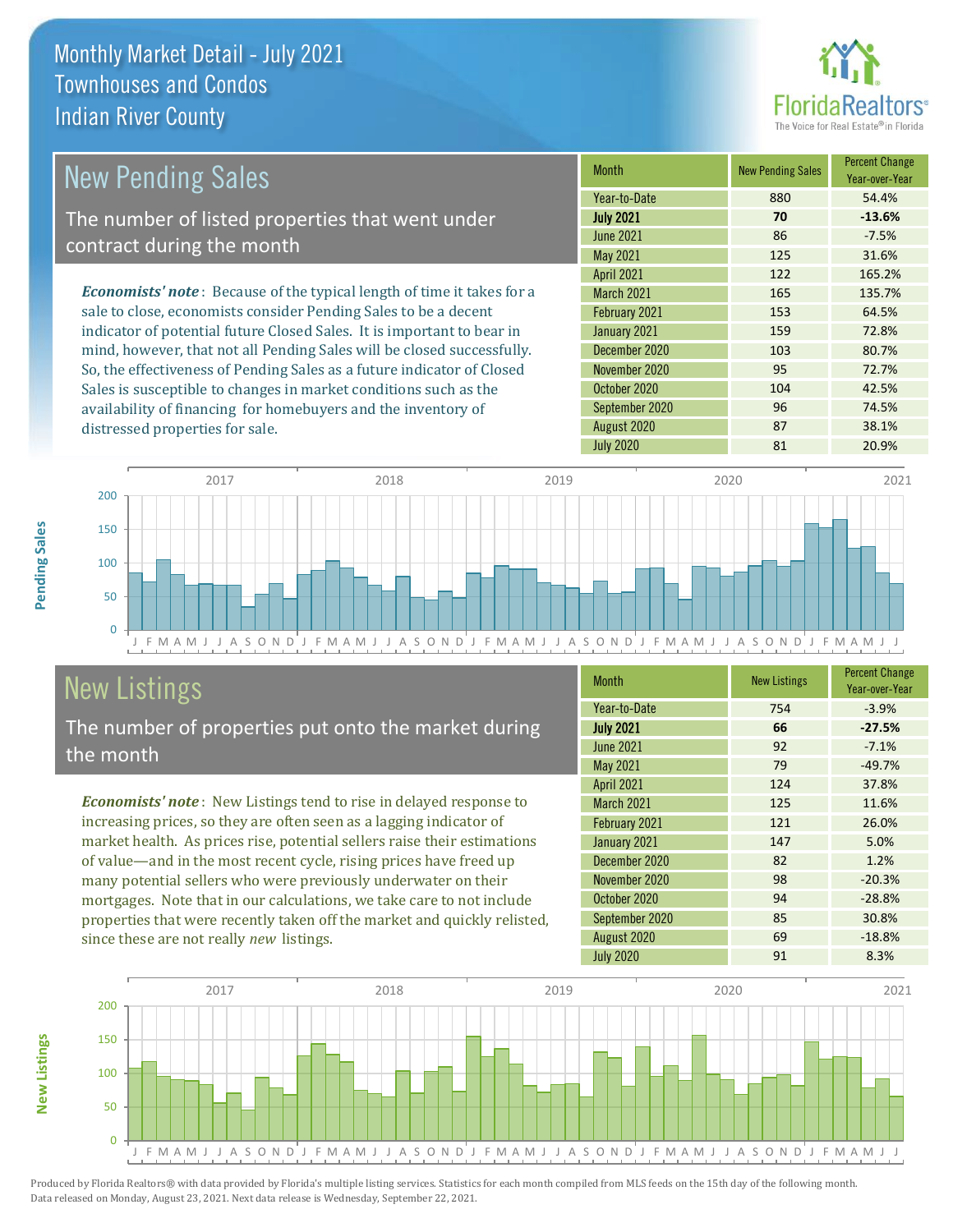# Monthly Market Detail - July 2021
## Townhouses and Condos
## Indian River County

## New Pending Sales

The number of listed properties that went under contract during the month

*Economists' note*: Because of the typical length of time it takes for a sale to close, economists consider Pending Sales to be a decent indicator of potential future Closed Sales. It is important to bear in mind, however, that not all Pending Sales will be closed successfully. So, the effectiveness of Pending Sales as a future indicator of Closed Sales is susceptible to changes in market conditions such as the availability of financing for homebuyers and the inventory of distressed properties for sale.

| Month | New Pending Sales | Percent Change Year-over-Year |
|---|---|---|
| Year-to-Date | 880 | 54.4% |
| **July 2021** | **70** | **-13.6%** |
| June 2021 | 86 | -7.5% |
| May 2021 | 125 | 31.6% |
| April 2021 | 122 | 165.2% |
| March 2021 | 165 | 135.7% |
| February 2021 | 153 | 64.5% |
| January 2021 | 159 | 72.8% |
| December 2020 | 103 | 80.7% |
| November 2020 | 95 | 72.7% |
| October 2020 | 104 | 42.5% |
| September 2020 | 96 | 74.5% |
| August 2020 | 87 | 38.1% |
| July 2020 | 81 | 20.9% |

## New Listings

The number of properties put onto the market during the month

*Economists' note*: New Listings tend to rise in delayed response to increasing prices, so they are often seen as a lagging indicator of market health. As prices rise, potential sellers raise their estimations of value—and in the most recent cycle, rising prices have freed up many potential sellers who were previously underwater on their mortgages. Note that in our calculations, we take care to not include properties that were recently taken off the market and quickly relisted, since these are not really *new* listings.

| Month | New Listings | Percent Change Year-over-Year |
|---|---|---|
| Year-to-Date | 754 | -3.9% |
| **July 2021** | **66** | **-27.5%** |
| June 2021 | 92 | -7.1% |
| May 2021 | 79 | -49.7% |
| April 2021 | 124 | 37.8% |
| March 2021 | 125 | 11.6% |
| February 2021 | 121 | 26.0% |
| January 2021 | 147 | 5.0% |
| December 2020 | 82 | 1.2% |
| November 2020 | 98 | -20.3% |
| October 2020 | 94 | -28.8% |
| September 2020 | 85 | 30.8% |
| August 2020 | 69 | -18.8% |
| July 2020 | 91 | 8.3% |

Produced by Florida Realtors® with data provided by Florida's multiple listing services. Statistics for each month compiled from MLS feeds on the 15th day of the following month. Data released on Monday, August 23, 2021. Next data release is Wednesday, September 22, 2021.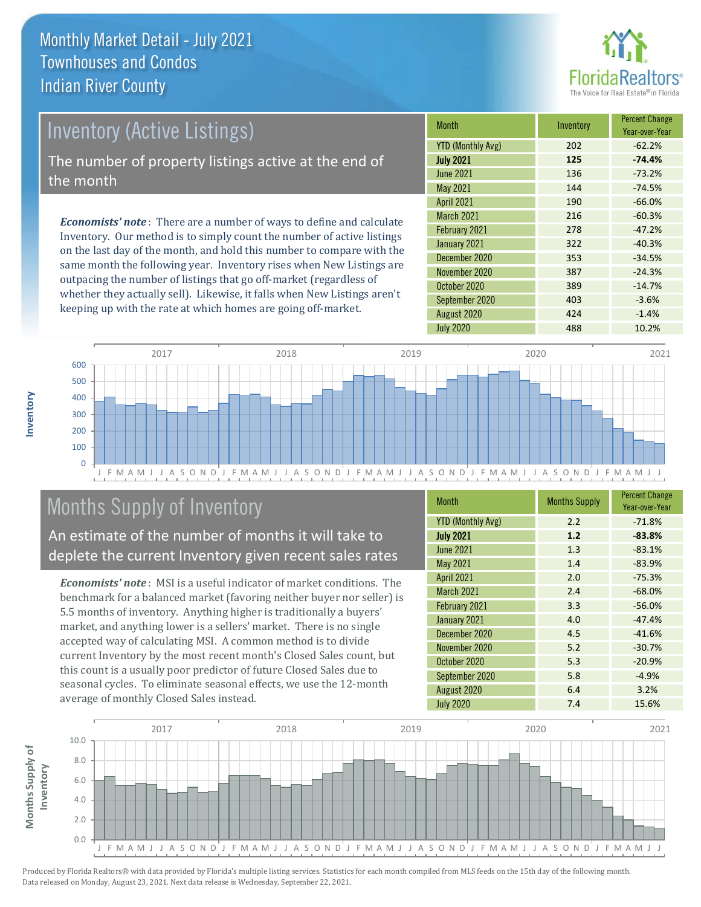# Monthly Market Detail - July 2021
## Townhouses and Condos
## Indian River County

## Inventory (Active Listings)

The number of property listings active at the end of the month

***Economists' note***: There are a number of ways to define and calculate Inventory. Our method is to simply count the number of active listings on the last day of the month, and hold this number to compare with the same month the following year. Inventory rises when New Listings are outpacing the number of listings that go off-market (regardless of whether they actually sell). Likewise, it falls when New Listings aren't keeping up with the rate at which homes are going off-market.

| Month | Inventory | Percent Change Year-over-Year |
|---|---|---|
| YTD (Monthly Avg) | 202 | -62.2% |
| **July 2021** | **125** | **-74.4%** |
| June 2021 | 136 | -73.2% |
| May 2021 | 144 | -74.5% |
| April 2021 | 190 | -66.0% |
| March 2021 | 216 | -60.3% |
| February 2021 | 278 | -47.2% |
| January 2021 | 322 | -40.3% |
| December 2020 | 353 | -34.5% |
| November 2020 | 387 | -24.3% |
| October 2020 | 389 | -14.7% |
| September 2020 | 403 | -3.6% |
| August 2020 | 424 | -1.4% |
| July 2020 | 488 | 10.2% |

## Months Supply of Inventory

An estimate of the number of months it will take to deplete the current Inventory given recent sales rates

***Economists' note***: MSI is a useful indicator of market conditions. The benchmark for a balanced market (favoring neither buyer nor seller) is 5.5 months of inventory. Anything higher is traditionally a buyers' market, and anything lower is a sellers' market. There is no single accepted way of calculating MSI. A common method is to divide current Inventory by the most recent month's Closed Sales count, but this count is a usually poor predictor of future Closed Sales due to seasonal cycles. To eliminate seasonal effects, we use the 12-month average of monthly Closed Sales instead.

| Month | Months Supply | Percent Change Year-over-Year |
|---|---|---|
| YTD (Monthly Avg) | 2.2 | -71.8% |
| **July 2021** | **1.2** | **-83.8%** |
| June 2021 | 1.3 | -83.1% |
| May 2021 | 1.4 | -83.9% |
| April 2021 | 2.0 | -75.3% |
| March 2021 | 2.4 | -68.0% |
| February 2021 | 3.3 | -56.0% |
| January 2021 | 4.0 | -47.4% |
| December 2020 | 4.5 | -41.6% |
| November 2020 | 5.2 | -30.7% |
| October 2020 | 5.3 | -20.9% |
| September 2020 | 5.8 | -4.9% |
| August 2020 | 6.4 | 3.2% |
| July 2020 | 7.4 | 15.6% |

Produced by Florida Realtors® with data provided by Florida's multiple listing services. Statistics for each month compiled from MLS feeds on the 15th day of the following month. Data released on Monday, August 23, 2021. Next data release is Wednesday, September 22, 2021.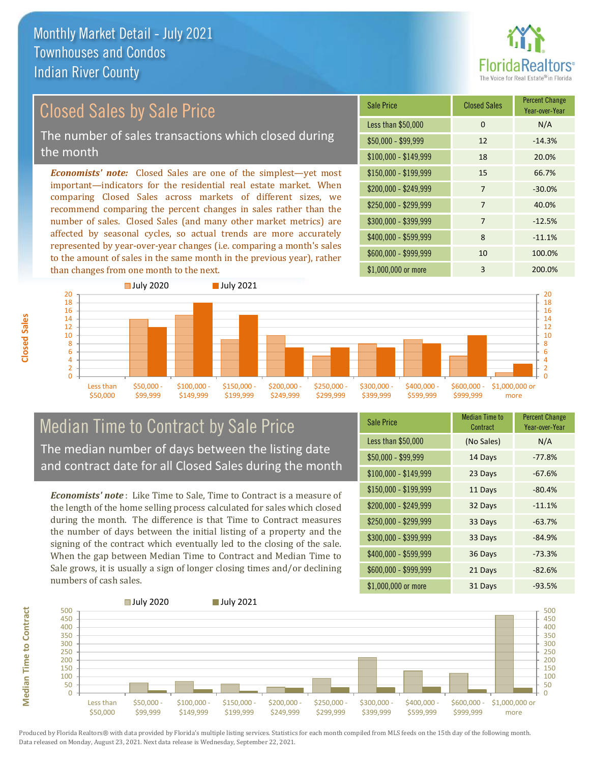# Monthly Market Detail - July 2021
## Townhouses and Condos
## Indian River County

## Closed Sales by Sale Price

The number of sales transactions which closed during the month

*Economists' note:* Closed Sales are one of the simplest—yet most important—indicators for the residential real estate market. When comparing Closed Sales across markets of different sizes, we recommend comparing the percent changes in sales rather than the number of sales. Closed Sales (and many other market metrics) are affected by seasonal cycles, so actual trends are more accurately represented by year-over-year changes (i.e. comparing a month's sales to the amount of sales in the same month in the previous year), rather than changes from one month to the next.

| Sale Price | Closed Sales | Percent Change Year-over-Year |
|---|---|---|
| Less than $50,000 | 0 | N/A |
| $50,000 - $99,999 | 12 | -14.3% |
| $100,000 - $149,999 | 18 | 20.0% |
| $150,000 - $199,999 | 15 | 66.7% |
| $200,000 - $249,999 | 7 | -30.0% |
| $250,000 - $299,999 | 7 | 40.0% |
| $300,000 - $399,999 | 7 | -12.5% |
| $400,000 - $599,999 | 8 | -11.1% |
| $600,000 - $999,999 | 10 | 100.0% |
| $1,000,000 or more | 3 | 200.0% |

## Median Time to Contract by Sale Price

The median number of days between the listing date and contract date for all Closed Sales during the month

*Economists' note*: Like Time to Sale, Time to Contract is a measure of the length of the home selling process calculated for sales which closed during the month. The difference is that Time to Contract measures the number of days between the initial listing of a property and the signing of the contract which eventually led to the closing of the sale. When the gap between Median Time to Contract and Median Time to Sale grows, it is usually a sign of longer closing times and/or declining numbers of cash sales.

| Sale Price | Median Time to Contract | Percent Change Year-over-Year |
|---|---|---|
| Less than $50,000 | (No Sales) | N/A |
| $50,000 - $99,999 | 14 Days | -77.8% |
| $100,000 - $149,999 | 23 Days | -67.6% |
| $150,000 - $199,999 | 11 Days | -80.4% |
| $200,000 - $249,999 | 32 Days | -11.1% |
| $250,000 - $299,999 | 33 Days | -63.7% |
| $300,000 - $399,999 | 33 Days | -84.9% |
| $400,000 - $599,999 | 36 Days | -73.3% |
| $600,000 - $999,999 | 21 Days | -82.6% |
| $1,000,000 or more | 31 Days | -93.5% |

Produced by Florida Realtors® with data provided by Florida's multiple listing services. Statistics for each month compiled from MLS feeds on the 15th day of the following month. Data released on Monday, August 23, 2021. Next data release is Wednesday, September 22, 2021.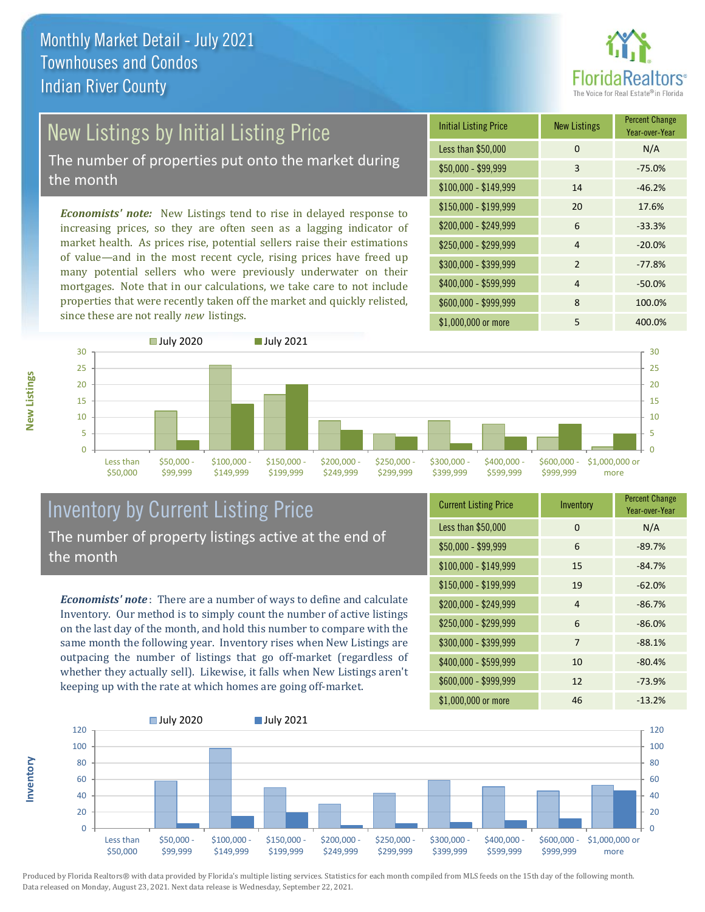# Monthly Market Detail - July 2021
## Townhouses and Condos
## Indian River County

## New Listings by Initial Listing Price

The number of properties put onto the market during the month

*Economists' note:* New Listings tend to rise in delayed response to increasing prices, so they are often seen as a lagging indicator of market health. As prices rise, potential sellers raise their estimations of value—and in the most recent cycle, rising prices have freed up many potential sellers who were previously underwater on their mortgages. Note that in our calculations, we take care to not include properties that were recently taken off the market and quickly relisted, since these are not really *new* listings.

| Initial Listing Price | New Listings | Percent Change Year-over-Year |
|---|---|---|
| Less than $50,000 | 0 | N/A |
| $50,000 - $99,999 | 3 | -75.0% |
| $100,000 - $149,999 | 14 | -46.2% |
| $150,000 - $199,999 | 20 | 17.6% |
| $200,000 - $249,999 | 6 | -33.3% |
| $250,000 - $299,999 | 4 | -20.0% |
| $300,000 - $399,999 | 2 | -77.8% |
| $400,000 - $599,999 | 4 | -50.0% |
| $600,000 - $999,999 | 8 | 100.0% |
| $1,000,000 or more | 5 | 400.0% |

## Inventory by Current Listing Price

The number of property listings active at the end of the month

*Economists' note*: There are a number of ways to define and calculate Inventory. Our method is to simply count the number of active listings on the last day of the month, and hold this number to compare with the same month the following year. Inventory rises when New Listings are outpacing the number of listings that go off-market (regardless of whether they actually sell). Likewise, it falls when New Listings aren't keeping up with the rate at which homes are going off-market.

| Current Listing Price | Inventory | Percent Change Year-over-Year |
|---|---|---|
| Less than $50,000 | 0 | N/A |
| $50,000 - $99,999 | 6 | -89.7% |
| $100,000 - $149,999 | 15 | -84.7% |
| $150,000 - $199,999 | 19 | -62.0% |
| $200,000 - $249,999 | 4 | -86.7% |
| $250,000 - $299,999 | 6 | -86.0% |
| $300,000 - $399,999 | 7 | -88.1% |
| $400,000 - $599,999 | 10 | -80.4% |
| $600,000 - $999,999 | 12 | -73.9% |
| $1,000,000 or more | 46 | -13.2% |

Produced by Florida Realtors® with data provided by Florida's multiple listing services. Statistics for each month compiled from MLS feeds on the 15th day of the following month. Data released on Monday, August 23, 2021. Next data release is Wednesday, September 22, 2021.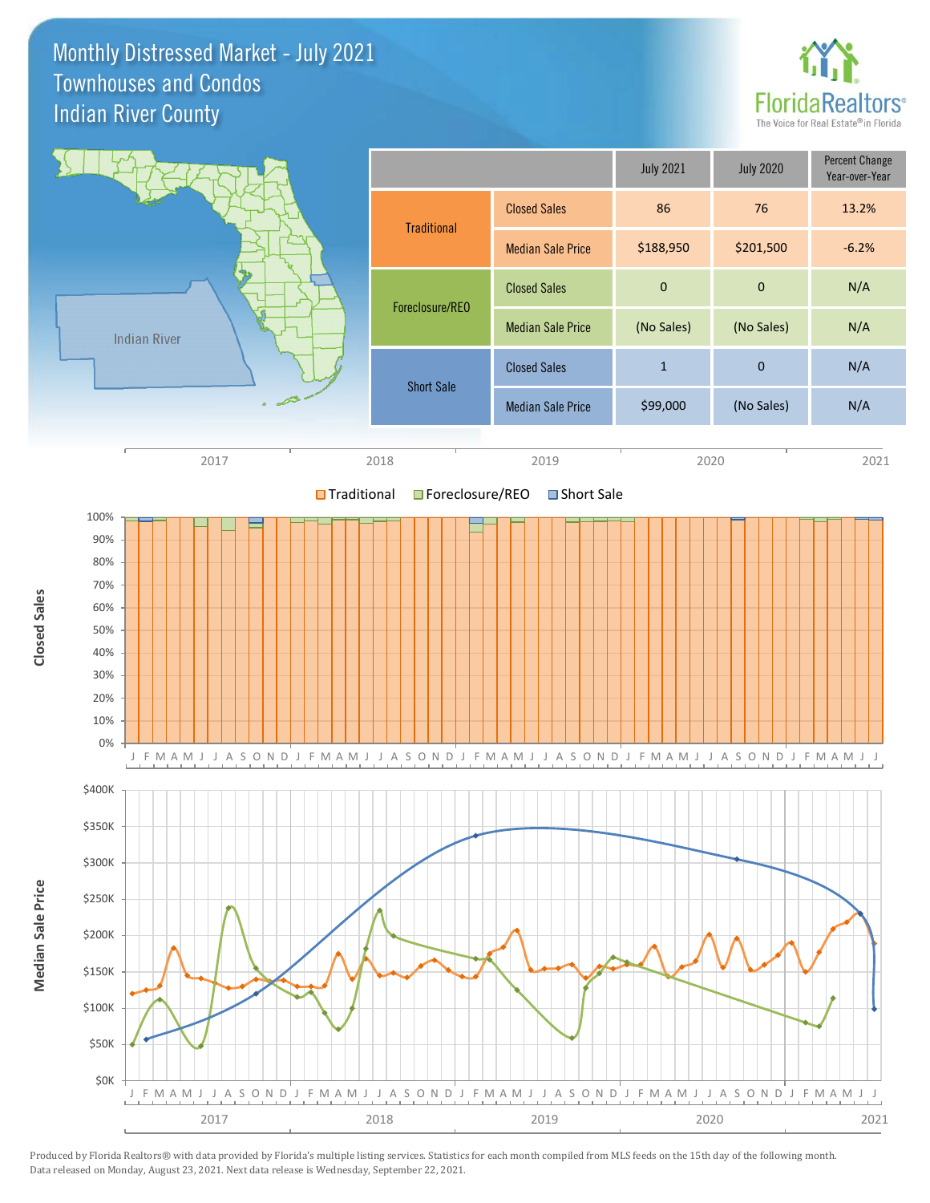# Monthly Distressed Market - July 2021
## Townhouses and Condos
## Indian River County

FloridaRealtors®
The Voice for Real Estate® in Florida

Indian River

| | | July 2021 | July 2020 | Percent Change Year-over-Year |
|---|---|---|---|---|
| Traditional | Closed Sales | 86 | 76 | 13.2% |
| | Median Sale Price | $188,950 | $201,500 | -6.2% |
| Foreclosure/REO | Closed Sales | 0 | 0 | N/A |
| | Median Sale Price | (No Sales) | (No Sales) | N/A |
| Short Sale | Closed Sales | 1 | 0 | N/A |
| | Median Sale Price | $99,000 | (No Sales) | N/A |

2017 2018 2019 2020 2021

Traditional
Foreclosure/REO
Short Sale

Closed Sales

100%
90%
80%
70%
60%
50%
40%
30%
20%
10%
0%

J F M A M J J A S O N D J F M A M J J A S O N D J F M A M J J A S O N D J F M A M J J A S O N D J F M A M J J

Median Sale Price

$400K
$350K
$300K
$250K
$200K
$150K
$100K
$50K
$0K

J F M A M J J A S O N D J F M A M J J A S O N D J F M A M J J A S O N D J F M A M J J A S O N D J F M A M J J

2017 2018 2019 2020 2021

Produced by Florida Realtors® with data provided by Florida's multiple listing services. Statistics for each month compiled from MLS feeds on the 15th day of the following month. Data released on Monday, August 23, 2021. Next data release is Wednesday, September 22, 2021.